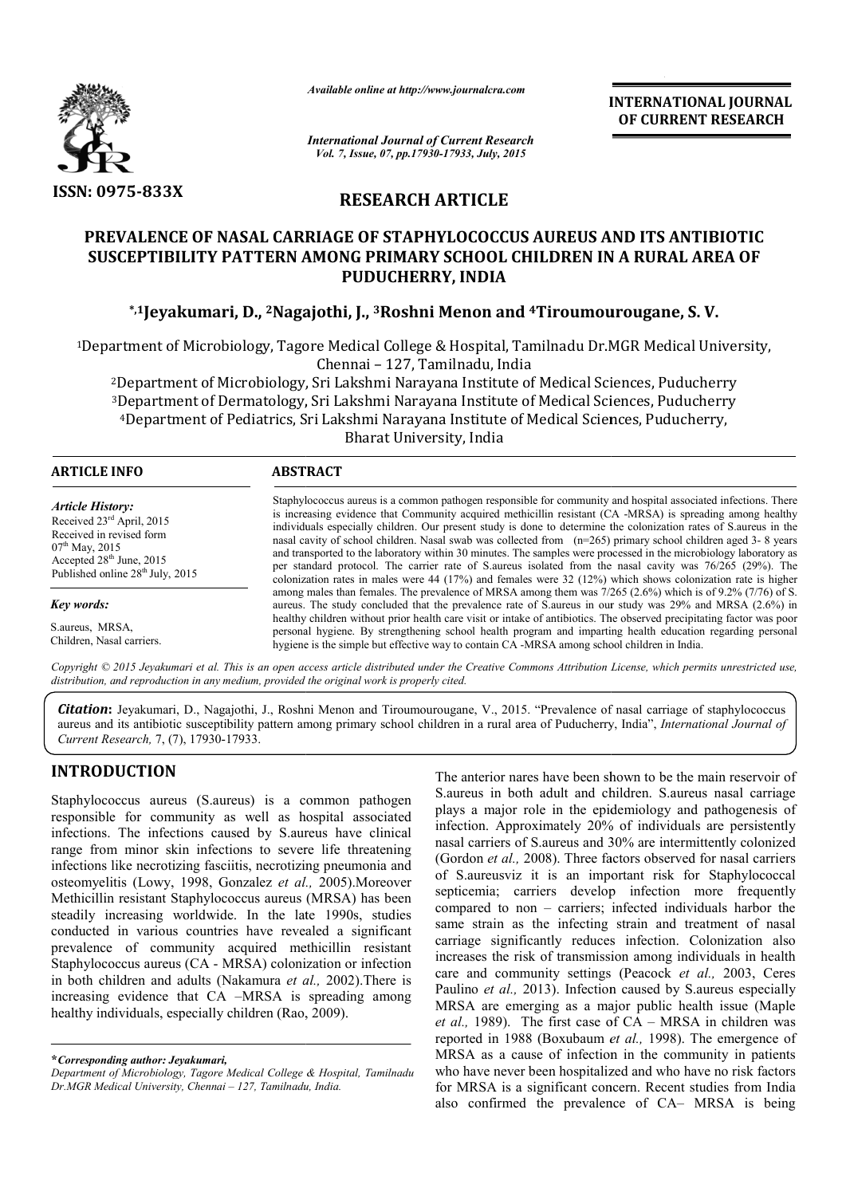ISSN: 0975-833X

*Available online at http://www.journalcra.com*

*International Journal of Current Research*
*Vol. 7, Issue, 07, pp.17930-17933, July, 2015*

**INTERNATIONAL JOURNAL OF CURRENT RESEARCH**

## RESEARCH ARTICLE

# PREVALENCE OF NASAL CARRIAGE OF STAPHYLOCOCCUS AUREUS AND ITS ANTIBIOTIC SUSCEPTIBILITY PATTERN AMONG PRIMARY SCHOOL CHILDREN IN A RURAL AREA OF PUDUCHERRY, INDIA

**\*,[1]Jeyakumari, D., [2]Nagajothi, J., [3]Roshni Menon and [4]Tiroumourougane, S. V.**

[1]Department of Microbiology, Tagore Medical College & Hospital, Tamilnadu Dr.MGR Medical University, Chennai – 127, Tamilnadu, India

[2]Department of Microbiology, Sri Lakshmi Narayana Institute of Medical Sciences, Puducherry

[3]Department of Dermatology, Sri Lakshmi Narayana Institute of Medical Sciences, Puducherry

[4]Department of Pediatrics, Sri Lakshmi Narayana Institute of Medical Sciences, Puducherry, Bharat University, India

### ARTICLE INFO

*Article History:*
Received 23[rd] April, 2015
Received in revised form
07[th] May, 2015
Accepted 28[th] June, 2015
Published online 28[th] July, 2015

*Key words:*
S.aureus, MRSA,
Children, Nasal carriers.

### ABSTRACT

Staphylococcus aureus is a common pathogen responsible for community and hospital associated infections. There is increasing evidence that Community acquired methicillin resistant (CA -MRSA) is spreading among healthy individuals especially children. Our present study is done to determine the colonization rates of S.aureus in the nasal cavity of school children. Nasal swab was collected from (n=265) primary school children aged 3- 8 years and transported to the laboratory within 30 minutes. The samples were processed in the microbiology laboratory as per standard protocol. The carrier rate of S.aureus isolated from the nasal cavity was 76/265 (29%). The colonization rates in males were 44 (17%) and females were 32 (12%) which shows colonization rate is higher among males than females. The prevalence of MRSA among them was 7/265 (2.6%) which is of 9.2% (7/76) of S. aureus. The study concluded that the prevalence rate of S.aureus in our study was 29% and MRSA (2.6%) in healthy children without prior health care visit or intake of antibiotics. The observed precipitating factor was poor personal hygiene. By strengthening school health program and imparting health education regarding personal hygiene is the simple but effective way to contain CA -MRSA among school children in India.

*Copyright © 2015 Jeyakumari et al. This is an open access article distributed under the Creative Commons Attribution License, which permits unrestricted use, distribution, and reproduction in any medium, provided the original work is properly cited.*

***Citation*:** Jeyakumari, D., Nagajothi, J., Roshni Menon and Tiroumourougane, V., 2015. "Prevalence of nasal carriage of staphylococcus aureus and its antibiotic susceptibility pattern among primary school children in a rural area of Puducherry, India", *International Journal of Current Research,* 7, (7), 17930-17933.

## INTRODUCTION

Staphylococcus aureus (S.aureus) is a common pathogen responsible for community as well as hospital associated infections. The infections caused by S.aureus have clinical range from minor skin infections to severe life threatening infections like necrotizing fasciitis, necrotizing pneumonia and osteomyelitis (Lowy, 1998, Gonzalez *et al.,* 2005).Moreover Methicillin resistant Staphylococcus aureus (MRSA) has been steadily increasing worldwide. In the late 1990s, studies conducted in various countries have revealed a significant prevalence of community acquired methicillin resistant Staphylococcus aureus (CA - MRSA) colonization or infection in both children and adults (Nakamura *et al.,* 2002).There is increasing evidence that CA –MRSA is spreading among healthy individuals, especially children (Rao, 2009).

The anterior nares have been shown to be the main reservoir of S.aureus in both adult and children. S.aureus nasal carriage plays a major role in the epidemiology and pathogenesis of infection. Approximately 20% of individuals are persistently nasal carriers of S.aureus and 30% are intermittently colonized (Gordon *et al.,* 2008). Three factors observed for nasal carriers of S.aureusviz it is an important risk for Staphylococcal septicemia; carriers develop infection more frequently compared to non – carriers; infected individuals harbor the same strain as the infecting strain and treatment of nasal carriage significantly reduces infection. Colonization also increases the risk of transmission among individuals in health care and community settings (Peacock *et al.,* 2003, Ceres Paulino *et al.,* 2013). Infection caused by S.aureus especially MRSA are emerging as a major public health issue (Maple *et al.,* 1989). The first case of CA – MRSA in children was reported in 1988 (Boxubaum *et al.,* 1998). The emergence of MRSA as a cause of infection in the community in patients who have never been hospitalized and who have no risk factors for MRSA is a significant concern. Recent studies from India also confirmed the prevalence of CA– MRSA is being

---

**\*Corresponding author: Jeyakumari,**
*Department of Microbiology, Tagore Medical College & Hospital, Tamilnadu Dr.MGR Medical University, Chennai – 127, Tamilnadu, India.*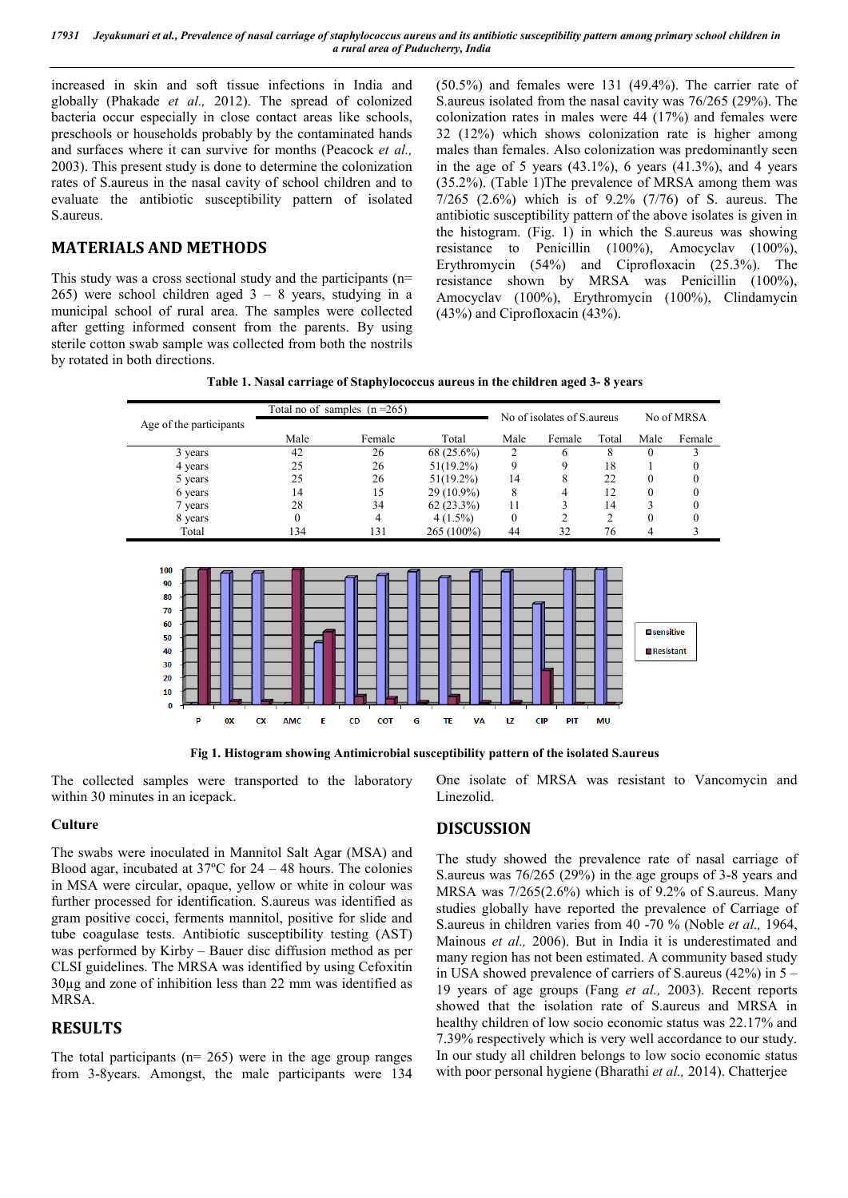increased in skin and soft tissue infections in India and globally (Phakade *et al.,* 2012). The spread of colonized bacteria occur especially in close contact areas like schools, preschools or households probably by the contaminated hands and surfaces where it can survive for months (Peacock *et al.,* 2003). This present study is done to determine the colonization rates of S.aureus in the nasal cavity of school children and to evaluate the antibiotic susceptibility pattern of isolated S.aureus.

## MATERIALS AND METHODS

This study was a cross sectional study and the participants (n= 265) were school children aged 3 – 8 years, studying in a municipal school of rural area. The samples were collected after getting informed consent from the parents. By using sterile cotton swab sample was collected from both the nostrils by rotated in both directions.

The collected samples were transported to the laboratory within 30 minutes in an icepack.

### Culture

The swabs were inoculated in Mannitol Salt Agar (MSA) and Blood agar, incubated at 37ºC for 24 – 48 hours. The colonies in MSA were circular, opaque, yellow or white in colour was further processed for identification. S.aureus was identified as gram positive cocci, ferments mannitol, positive for slide and tube coagulase tests. Antibiotic susceptibility testing (AST) was performed by Kirby – Bauer disc diffusion method as per CLSI guidelines. The MRSA was identified by using Cefoxitin 30µg and zone of inhibition less than 22 mm was identified as MRSA.

## RESULTS

The total participants (n= 265) were in the age group ranges from 3-8years. Amongst, the male participants were 134 (50.5%) and females were 131 (49.4%). The carrier rate of S.aureus isolated from the nasal cavity was 76/265 (29%). The colonization rates in males were 44 (17%) and females were 32 (12%) which shows colonization rate is higher among males than females. Also colonization was predominantly seen in the age of 5 years (43.1%), 6 years (41.3%), and 4 years (35.2%). (Table 1)The prevalence of MRSA among them was 7/265 (2.6%) which is of 9.2% (7/76) of S. aureus. The antibiotic susceptibility pattern of the above isolates is given in the histogram. (Fig. 1) in which the S.aureus was showing resistance to Penicillin (100%), Amocyclav (100%), Erythromycin (54%) and Ciprofloxacin (25.3%). The resistance shown by MRSA was Penicillin (100%), Amocyclav (100%), Erythromycin (100%), Clindamycin (43%) and Ciprofloxacin (43%).

**Table 1. Nasal carriage of Staphylococcus aureus in the children aged 3- 8 years**

| Age of the participants | Total no of samples (n =265) | | | No of isolates of S.aureus | | | No of MRSA | |
|---|---|---|---|---|---|---|---|---|
| | Male | Female | Total | Male | Female | Total | Male | Female |
| 3 years | 42 | 26 | 68 (25.6%) | 2 | 6 | 8 | 0 | 3 |
| 4 years | 25 | 26 | 51(19.2%) | 9 | 9 | 18 | 1 | 0 |
| 5 years | 25 | 26 | 51(19.2%) | 14 | 8 | 22 | 0 | 0 |
| 6 years | 14 | 15 | 29 (10.9%) | 8 | 4 | 12 | 0 | 0 |
| 7 years | 28 | 34 | 62 (23.3%) | 11 | 3 | 14 | 3 | 0 |
| 8 years | 0 | 4 | 4 (1.5%) | 0 | 2 | 2 | 0 | 0 |
| Total | 134 | 131 | 265 (100%) | 44 | 32 | 76 | 4 | 3 |

**Fig 1. Histogram showing Antimicrobial susceptibility pattern of the isolated S.aureus**

One isolate of MRSA was resistant to Vancomycin and Linezolid.

## DISCUSSION

The study showed the prevalence rate of nasal carriage of S.aureus was 76/265 (29%) in the age groups of 3-8 years and MRSA was 7/265(2.6%) which is of 9.2% of S.aureus. Many studies globally have reported the prevalence of Carriage of S.aureus in children varies from 40 -70 % (Noble *et al.,* 1964, Mainous *et al.,* 2006). But in India it is underestimated and many region has not been estimated. A community based study in USA showed prevalence of carriers of S.aureus (42%) in 5 – 19 years of age groups (Fang *et al.,* 2003). Recent reports showed that the isolation rate of S.aureus and MRSA in healthy children of low socio economic status was 22.17% and 7.39% respectively which is very well accordance to our study. In our study all children belongs to low socio economic status with poor personal hygiene (Bharathi *et al.,* 2014). Chatterjee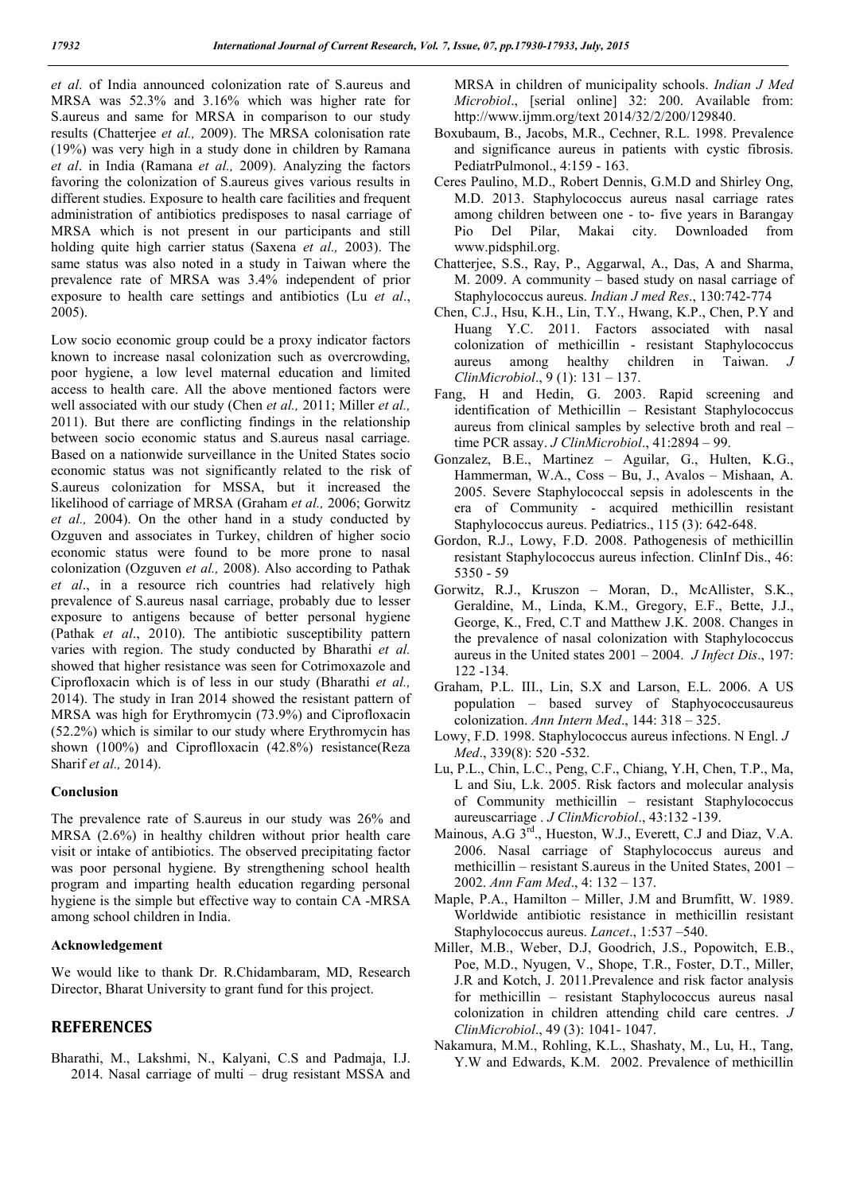*et al*. of India announced colonization rate of S.aureus and MRSA was 52.3% and 3.16% which was higher rate for S.aureus and same for MRSA in comparison to our study results (Chatterjee *et al.,* 2009). The MRSA colonisation rate (19%) was very high in a study done in children by Ramana *et al*. in India (Ramana *et al.,* 2009). Analyzing the factors favoring the colonization of S.aureus gives various results in different studies. Exposure to health care facilities and frequent administration of antibiotics predisposes to nasal carriage of MRSA which is not present in our participants and still holding quite high carrier status (Saxena *et al.,* 2003). The same status was also noted in a study in Taiwan where the prevalence rate of MRSA was 3.4% independent of prior exposure to health care settings and antibiotics (Lu *et al*., 2005).

Low socio economic group could be a proxy indicator factors known to increase nasal colonization such as overcrowding, poor hygiene, a low level maternal education and limited access to health care. All the above mentioned factors were well associated with our study (Chen *et al.,* 2011; Miller *et al.,* 2011). But there are conflicting findings in the relationship between socio economic status and S.aureus nasal carriage. Based on a nationwide surveillance in the United States socio economic status was not significantly related to the risk of S.aureus colonization for MSSA, but it increased the likelihood of carriage of MRSA (Graham *et al.,* 2006; Gorwitz *et al.,* 2004). On the other hand in a study conducted by Ozguven and associates in Turkey, children of higher socio economic status were found to be more prone to nasal colonization (Ozguven *et al.,* 2008). Also according to Pathak *et al*., in a resource rich countries had relatively high prevalence of S.aureus nasal carriage, probably due to lesser exposure to antigens because of better personal hygiene (Pathak *et al*., 2010). The antibiotic susceptibility pattern varies with region. The study conducted by Bharathi *et al.* showed that higher resistance was seen for Cotrimoxazole and Ciprofloxacin which is of less in our study (Bharathi *et al.,* 2014). The study in Iran 2014 showed the resistant pattern of MRSA was high for Erythromycin (73.9%) and Ciprofloxacin (52.2%) which is similar to our study where Erythromycin has shown (100%) and Ciproflloxacin (42.8%) resistance(Reza Sharif *et al.,* 2014).

### Conclusion

The prevalence rate of S.aureus in our study was 26% and MRSA (2.6%) in healthy children without prior health care visit or intake of antibiotics. The observed precipitating factor was poor personal hygiene. By strengthening school health program and imparting health education regarding personal hygiene is the simple but effective way to contain CA -MRSA among school children in India.

### Acknowledgement

We would like to thank Dr. R.Chidambaram, MD, Research Director, Bharat University to grant fund for this project.

## REFERENCES

Bharathi, M., Lakshmi, N., Kalyani, C.S and Padmaja, I.J. 2014. Nasal carriage of multi – drug resistant MSSA and MRSA in children of municipality schools. *Indian J Med Microbiol*., [serial online] 32: 200. Available from: http://www.ijmm.org/text 2014/32/2/200/129840.

Boxubaum, B., Jacobs, M.R., Cechner, R.L. 1998. Prevalence and significance aureus in patients with cystic fibrosis. PediatrPulmonol., 4:159 - 163.

Ceres Paulino, M.D., Robert Dennis, G.M.D and Shirley Ong, M.D. 2013. Staphylococcus aureus nasal carriage rates among children between one - to- five years in Barangay Pio Del Pilar, Makai city. Downloaded from www.pidsphil.org.

Chatterjee, S.S., Ray, P., Aggarwal, A., Das, A and Sharma, M. 2009. A community – based study on nasal carriage of Staphylococcus aureus. *Indian J med Res*., 130:742-774

Chen, C.J., Hsu, K.H., Lin, T.Y., Hwang, K.P., Chen, P.Y and Huang Y.C. 2011. Factors associated with nasal colonization of methicillin - resistant Staphylococcus aureus among healthy children in Taiwan. *J ClinMicrobiol*., 9 (1): 131 – 137.

Fang, H and Hedin, G. 2003. Rapid screening and identification of Methicillin – Resistant Staphylococcus aureus from clinical samples by selective broth and real – time PCR assay. *J ClinMicrobiol*., 41:2894 – 99.

Gonzalez, B.E., Martinez – Aguilar, G., Hulten, K.G., Hammerman, W.A., Coss – Bu, J., Avalos – Mishaan, A. 2005. Severe Staphylococcal sepsis in adolescents in the era of Community - acquired methicillin resistant Staphylococcus aureus. Pediatrics., 115 (3): 642-648.

Gordon, R.J., Lowy, F.D. 2008. Pathogenesis of methicillin resistant Staphylococcus aureus infection. ClinInf Dis., 46: 5350 - 59

Gorwitz, R.J., Kruszon – Moran, D., McAllister, S.K., Geraldine, M., Linda, K.M., Gregory, E.F., Bette, J.J., George, K., Fred, C.T and Matthew J.K. 2008. Changes in the prevalence of nasal colonization with Staphylococcus aureus in the United states 2001 – 2004. *J Infect Dis*., 197: 122 -134.

Graham, P.L. III., Lin, S.X and Larson, E.L. 2006. A US population – based survey of Staphyococcusaureus colonization. *Ann Intern Med*., 144: 318 – 325.

Lowy, F.D. 1998. Staphylococcus aureus infections. N Engl. *J Med*., 339(8): 520 -532.

Lu, P.L., Chin, L.C., Peng, C.F., Chiang, Y.H, Chen, T.P., Ma, L and Siu, L.k. 2005. Risk factors and molecular analysis of Community methicillin – resistant Staphylococcus aureuscarriage . *J ClinMicrobiol*., 43:132 -139.

Mainous, A.G 3rd., Hueston, W.J., Everett, C.J and Diaz, V.A. 2006. Nasal carriage of Staphylococcus aureus and methicillin – resistant S.aureus in the United States, 2001 – 2002. *Ann Fam Med*., 4: 132 – 137.

Maple, P.A., Hamilton – Miller, J.M and Brumfitt, W. 1989. Worldwide antibiotic resistance in methicillin resistant Staphylococcus aureus. *Lancet*., 1:537 –540.

Miller, M.B., Weber, D.J, Goodrich, J.S., Popowitch, E.B., Poe, M.D., Nyugen, V., Shope, T.R., Foster, D.T., Miller, J.R and Kotch, J. 2011.Prevalence and risk factor analysis for methicillin – resistant Staphylococcus aureus nasal colonization in children attending child care centres. *J ClinMicrobiol*., 49 (3): 1041- 1047.

Nakamura, M.M., Rohling, K.L., Shashaty, M., Lu, H., Tang, Y.W and Edwards, K.M. 2002. Prevalence of methicillin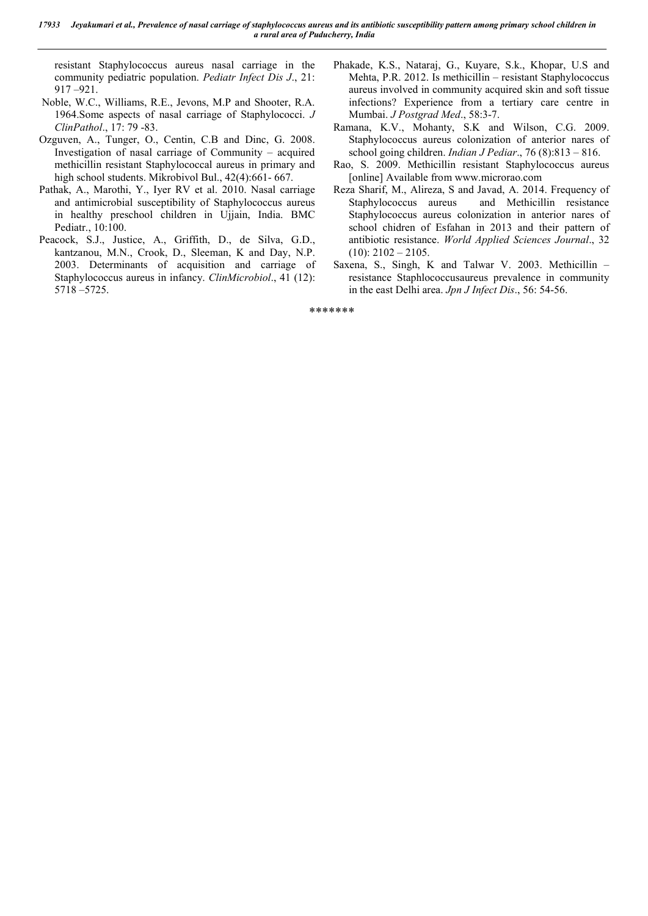resistant Staphylococcus aureus nasal carriage in the community pediatric population. *Pediatr Infect Dis J*., 21: 917 –921.

Noble, W.C., Williams, R.E., Jevons, M.P and Shooter, R.A. 1964.Some aspects of nasal carriage of Staphylococci. *J ClinPathol*., 17: 79 -83.

Ozguven, A., Tunger, O., Centin, C.B and Dinc, G. 2008. Investigation of nasal carriage of Community – acquired methicillin resistant Staphylococcal aureus in primary and high school students. Mikrobivol Bul., 42(4):661- 667.

Pathak, A., Marothi, Y., Iyer RV et al. 2010. Nasal carriage and antimicrobial susceptibility of Staphylococcus aureus in healthy preschool children in Ujjain, India. BMC Pediatr., 10:100.

Peacock, S.J., Justice, A., Griffith, D., de Silva, G.D., kantzanou, M.N., Crook, D., Sleeman, K and Day, N.P. 2003. Determinants of acquisition and carriage of Staphylococcus aureus in infancy. *ClinMicrobiol*., 41 (12): 5718 –5725.

Phakade, K.S., Nataraj, G., Kuyare, S.k., Khopar, U.S and Mehta, P.R. 2012. Is methicillin – resistant Staphylococcus aureus involved in community acquired skin and soft tissue infections? Experience from a tertiary care centre in Mumbai. *J Postgrad Med*., 58:3-7.

Ramana, K.V., Mohanty, S.K and Wilson, C.G. 2009. Staphylococcus aureus colonization of anterior nares of school going children. *Indian J Pediar*., 76 (8):813 – 816.

Rao, S. 2009. Methicillin resistant Staphylococcus aureus [online] Available from www.microrao.com

Reza Sharif, M., Alireza, S and Javad, A. 2014. Frequency of Staphylococcus aureus and Methicillin resistance Staphylococcus aureus colonization in anterior nares of school chidren of Esfahan in 2013 and their pattern of antibiotic resistance. *World Applied Sciences Journal*., 32 (10): 2102 – 2105.

Saxena, S., Singh, K and Talwar V. 2003. Methicillin – resistance Staphlococcusaureus prevalence in community in the east Delhi area. *Jpn J Infect Dis*., 56: 54-56.

*******